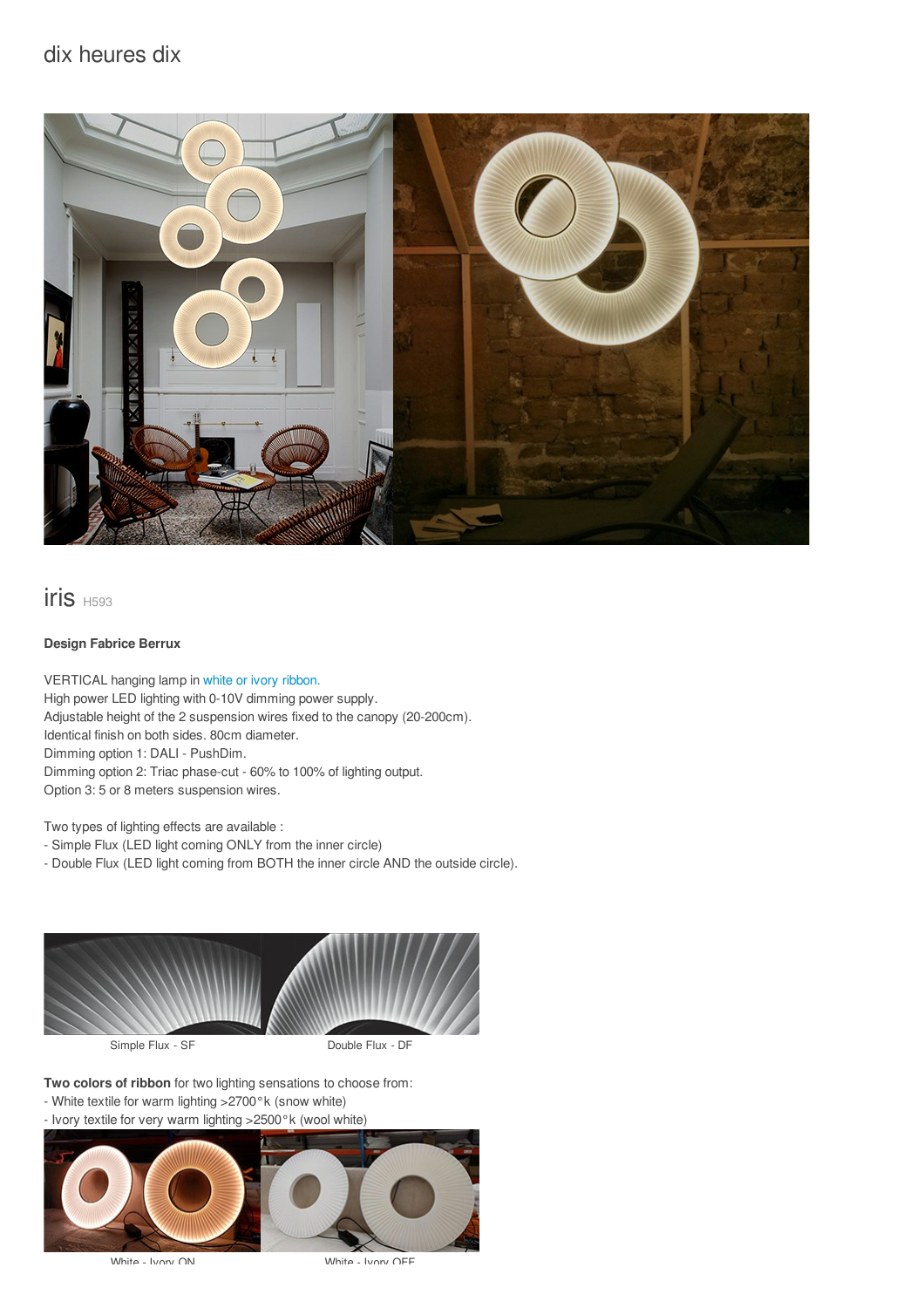dix heures dix

# iris H593

**Design Fabrice Berrux**

VERTICAL hanging lamp in white or ivory ribbon.
High power LED lighting with 0-10V dimming power supply.
Adjustable height of the 2 suspension wires fixed to the canopy (20-200cm).
Identical finish on both sides. 80cm diameter.
Dimming option 1: DALI - PushDim.
Dimming option 2: Triac phase-cut - 60% to 100% of lighting output.
Option 3: 5 or 8 meters suspension wires.

Two types of lighting effects are available :
- Simple Flux (LED light coming ONLY from the inner circle)
- Double Flux (LED light coming from BOTH the inner circle AND the outside circle).

Simple Flux - SF

Double Flux - DF

**Two colors of ribbon** for two lighting sensations to choose from:
- White textile for warm lighting >2700°k (snow white)
- Ivory textile for very warm lighting >2500°k (wool white)

White - Ivory ON

White - Ivory OFF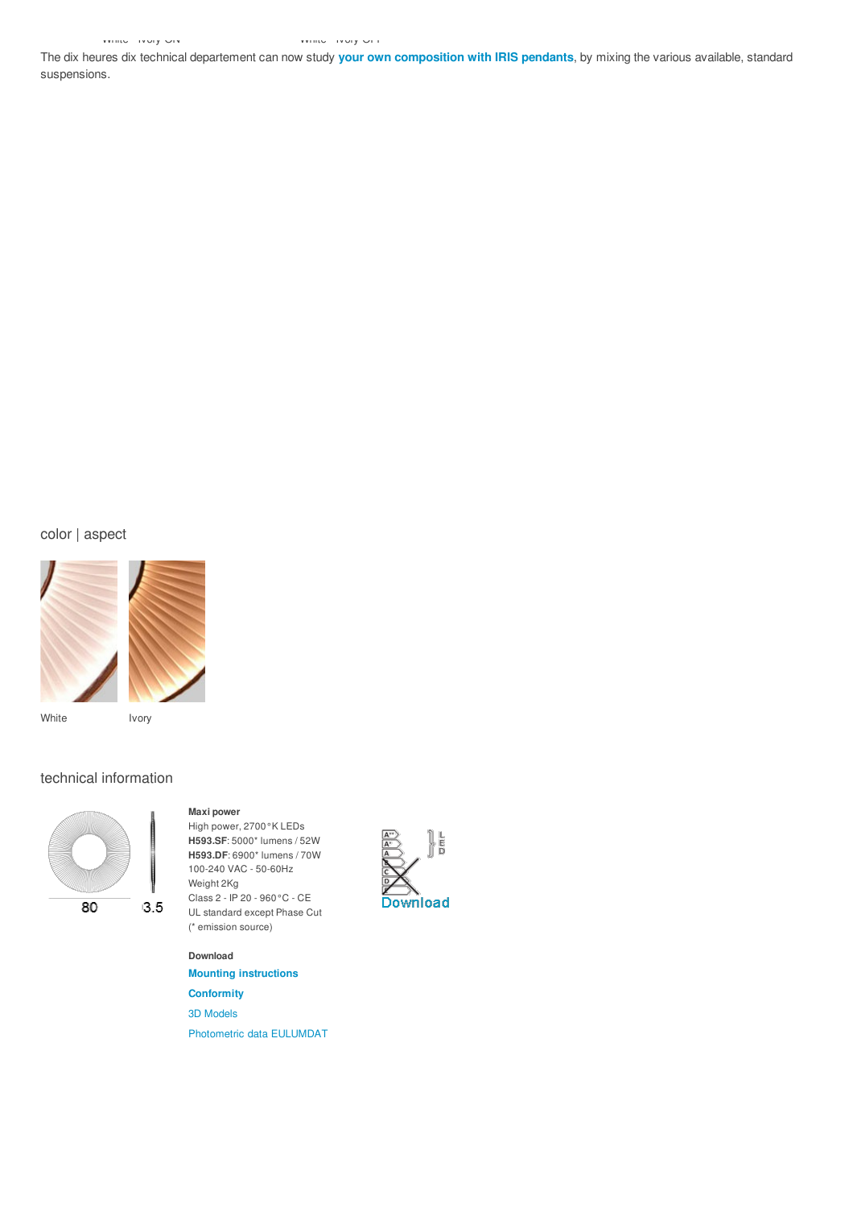The dix heures dix technical departement can now study **your own composition with IRIS pendants**, by mixing the various available, standard suspensions.

## color | aspect

White

Ivory

## technical information

80

3.5

**Maxi power**
High power, 2700°K LEDs
**H593.SF**: 5000* lumens / 52W
**H593.DF**: 6900* lumens / 70W
100-240 VAC - 50-60Hz
Weight 2Kg
Class 2 - IP 20 - 960°C - CE
UL standard except Phase Cut
(* emission source)

**Download**

**Mounting instructions**

**Conformity**

3D Models

Photometric data EULUMDAT

Download